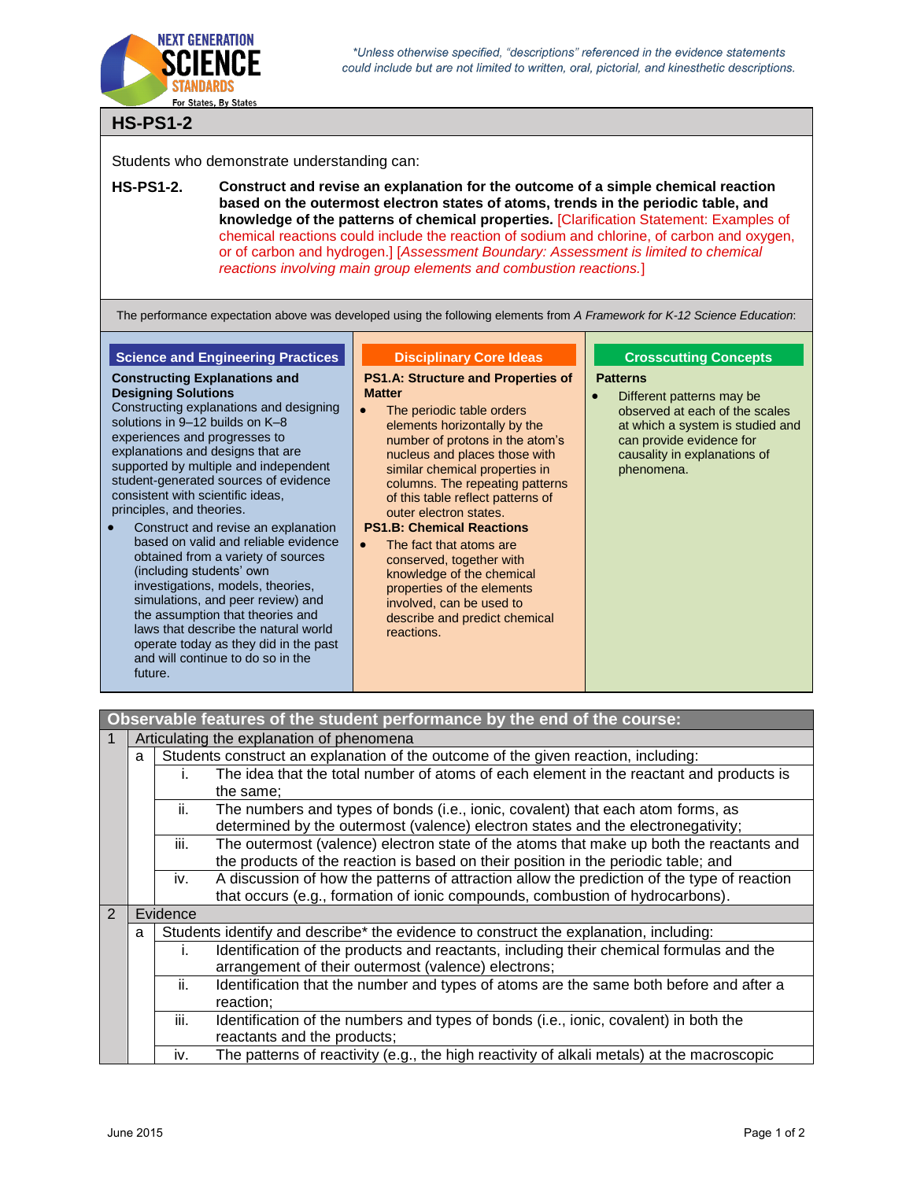*Unless otherwise specified, "descriptions" referenced in the evidence statements could include but are not limited to written, oral, pictorial, and kinesthetic descriptions.

## HS-PS1-2

Students who demonstrate understanding can:

**HS-PS1-2. Construct and revise an explanation for the outcome of a simple chemical reaction based on the outermost electron states of atoms, trends in the periodic table, and knowledge of the patterns of chemical properties.** [Clarification Statement: Examples of chemical reactions could include the reaction of sodium and chlorine, of carbon and oxygen, or of carbon and hydrogen.] [*Assessment Boundary: Assessment is limited to chemical reactions involving main group elements and combustion reactions.*]

The performance expectation above was developed using the following elements from *A Framework for K-12 Science Education*:

### Science and Engineering Practices

**Constructing Explanations and Designing Solutions**

Constructing explanations and designing solutions in 9–12 builds on K–8 experiences and progresses to explanations and designs that are supported by multiple and independent student-generated sources of evidence consistent with scientific ideas, principles, and theories.

- Construct and revise an explanation based on valid and reliable evidence obtained from a variety of sources (including students' own investigations, models, theories, simulations, and peer review) and the assumption that theories and laws that describe the natural world operate today as they did in the past and will continue to do so in the future.

### Disciplinary Core Ideas

**PS1.A: Structure and Properties of Matter**

- The periodic table orders elements horizontally by the number of protons in the atom's nucleus and places those with similar chemical properties in columns. The repeating patterns of this table reflect patterns of outer electron states.

**PS1.B: Chemical Reactions**

- The fact that atoms are conserved, together with knowledge of the chemical properties of the elements involved, can be used to describe and predict chemical reactions.

### Crosscutting Concepts

**Patterns**

- Different patterns may be observed at each of the scales at which a system is studied and can provide evidence for causality in explanations of phenomena.

## Observable features of the student performance by the end of the course:

| | | | |
|---|---|---|---|
| 1 | Articulating the explanation of phenomena | | |
| | a | Students construct an explanation of the outcome of the given reaction, including: | |
| | | i. | The idea that the total number of atoms of each element in the reactant and products is the same; |
| | | ii. | The numbers and types of bonds (i.e., ionic, covalent) that each atom forms, as determined by the outermost (valence) electron states and the electronegativity; |
| | | iii. | The outermost (valence) electron state of the atoms that make up both the reactants and the products of the reaction is based on their position in the periodic table; and |
| | | iv. | A discussion of how the patterns of attraction allow the prediction of the type of reaction that occurs (e.g., formation of ionic compounds, combustion of hydrocarbons). |
| 2 | Evidence | | |
| | a | Students identify and describe* the evidence to construct the explanation, including: | |
| | | i. | Identification of the products and reactants, including their chemical formulas and the arrangement of their outermost (valence) electrons; |
| | | ii. | Identification that the number and types of atoms are the same both before and after a reaction; |
| | | iii. | Identification of the numbers and types of bonds (i.e., ionic, covalent) in both the reactants and the products; |
| | | iv. | The patterns of reactivity (e.g., the high reactivity of alkali metals) at the macroscopic |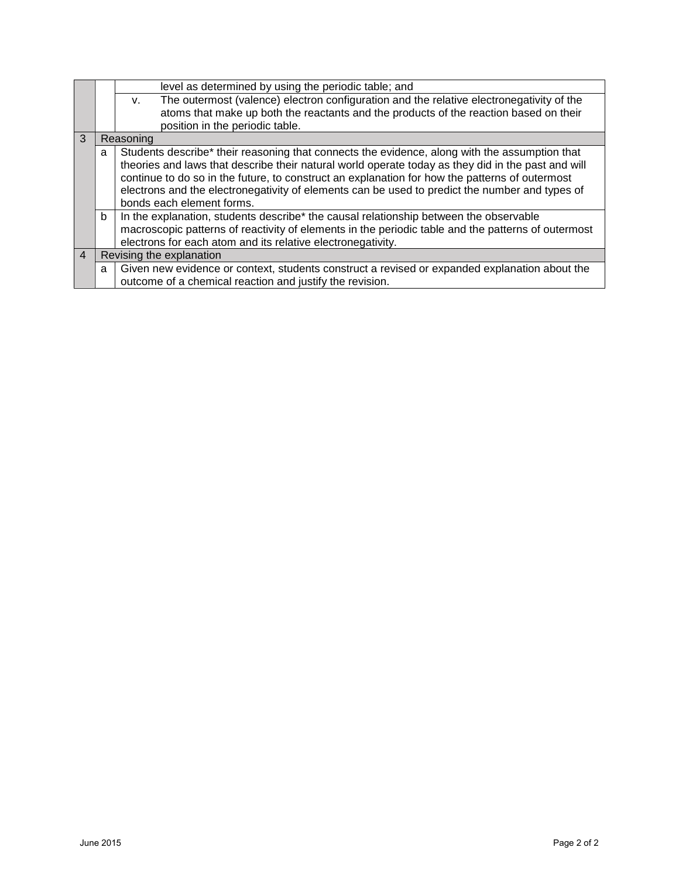| | | |
|---|---|---|
| | | level as determined by using the periodic table; and |
| | | v. The outermost (valence) electron configuration and the relative electronegativity of the atoms that make up both the reactants and the products of the reaction based on their position in the periodic table. |
| 3 | Reasoning | |
| | a | Students describe* their reasoning that connects the evidence, along with the assumption that theories and laws that describe their natural world operate today as they did in the past and will continue to do so in the future, to construct an explanation for how the patterns of outermost electrons and the electronegativity of elements can be used to predict the number and types of bonds each element forms. |
| | b | In the explanation, students describe* the causal relationship between the observable macroscopic patterns of reactivity of elements in the periodic table and the patterns of outermost electrons for each atom and its relative electronegativity. |
| 4 | Revising the explanation | |
| | a | Given new evidence or context, students construct a revised or expanded explanation about the outcome of a chemical reaction and justify the revision. |

June 2015